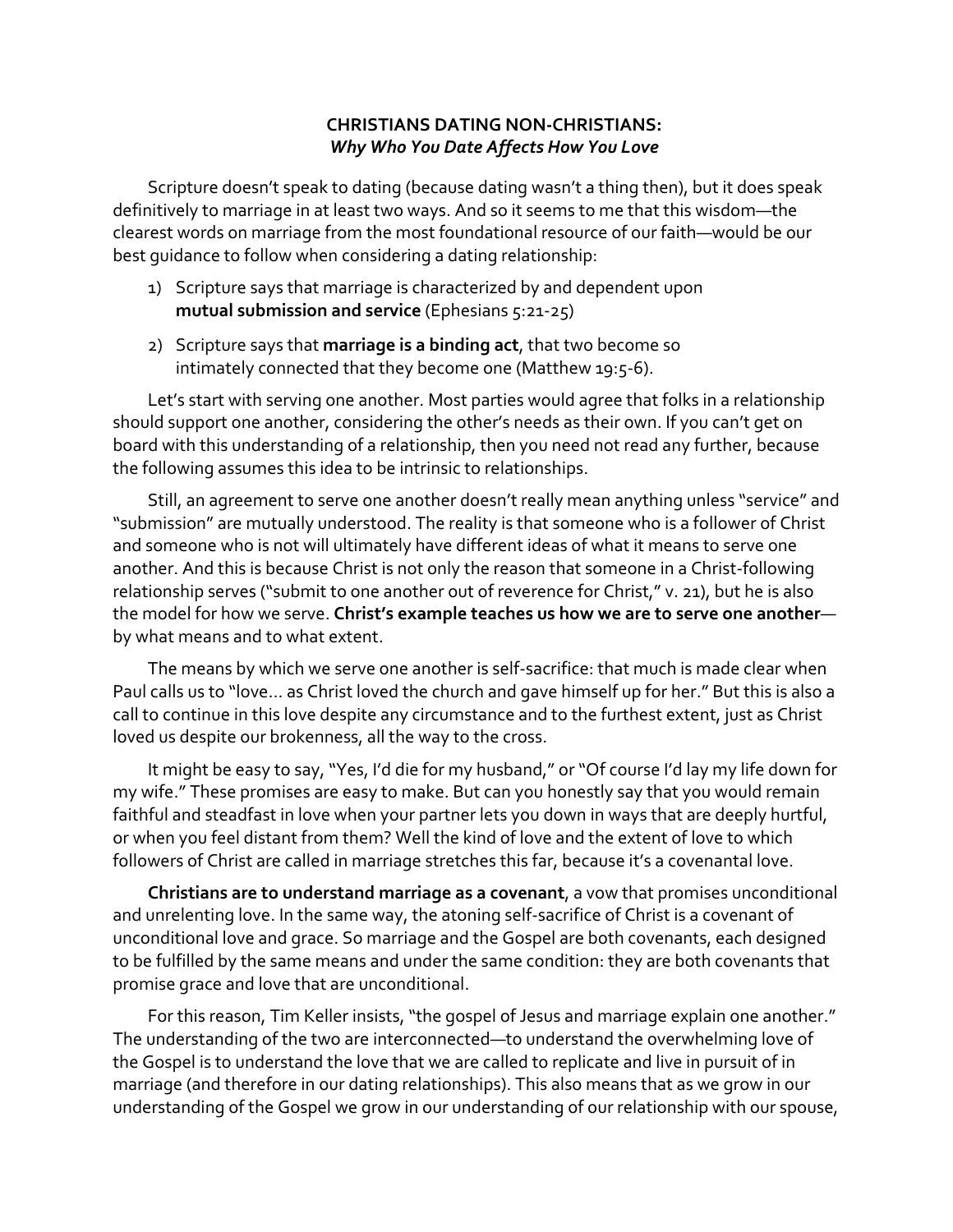# CHRISTIANS DATING NON-CHRISTIANS:
## *Why Who You Date Affects How You Love*

Scripture doesn't speak to dating (because dating wasn't a thing then), but it does speak definitively to marriage in at least two ways. And so it seems to me that this wisdom—the clearest words on marriage from the most foundational resource of our faith—would be our best guidance to follow when considering a dating relationship:

1) Scripture says that marriage is characterized by and dependent upon **mutual submission and service** (Ephesians 5:21-25)
2) Scripture says that **marriage is a binding act**, that two become so intimately connected that they become one (Matthew 19:5-6).

Let's start with serving one another. Most parties would agree that folks in a relationship should support one another, considering the other's needs as their own. If you can't get on board with this understanding of a relationship, then you need not read any further, because the following assumes this idea to be intrinsic to relationships.

Still, an agreement to serve one another doesn't really mean anything unless "service" and "submission" are mutually understood. The reality is that someone who is a follower of Christ and someone who is not will ultimately have different ideas of what it means to serve one another. And this is because Christ is not only the reason that someone in a Christ-following relationship serves ("submit to one another out of reverence for Christ," v. 21), but he is also the model for how we serve. **Christ's example teaches us how we are to serve one another**—by what means and to what extent.

The means by which we serve one another is self-sacrifice: that much is made clear when Paul calls us to "love… as Christ loved the church and gave himself up for her." But this is also a call to continue in this love despite any circumstance and to the furthest extent, just as Christ loved us despite our brokenness, all the way to the cross.

It might be easy to say, "Yes, I'd die for my husband," or "Of course I'd lay my life down for my wife." These promises are easy to make. But can you honestly say that you would remain faithful and steadfast in love when your partner lets you down in ways that are deeply hurtful, or when you feel distant from them? Well the kind of love and the extent of love to which followers of Christ are called in marriage stretches this far, because it's a covenantal love.

**Christians are to understand marriage as a covenant**, a vow that promises unconditional and unrelenting love. In the same way, the atoning self-sacrifice of Christ is a covenant of unconditional love and grace. So marriage and the Gospel are both covenants, each designed to be fulfilled by the same means and under the same condition: they are both covenants that promise grace and love that are unconditional.

For this reason, Tim Keller insists, "the gospel of Jesus and marriage explain one another." The understanding of the two are interconnected—to understand the overwhelming love of the Gospel is to understand the love that we are called to replicate and live in pursuit of in marriage (and therefore in our dating relationships). This also means that as we grow in our understanding of the Gospel we grow in our understanding of our relationship with our spouse,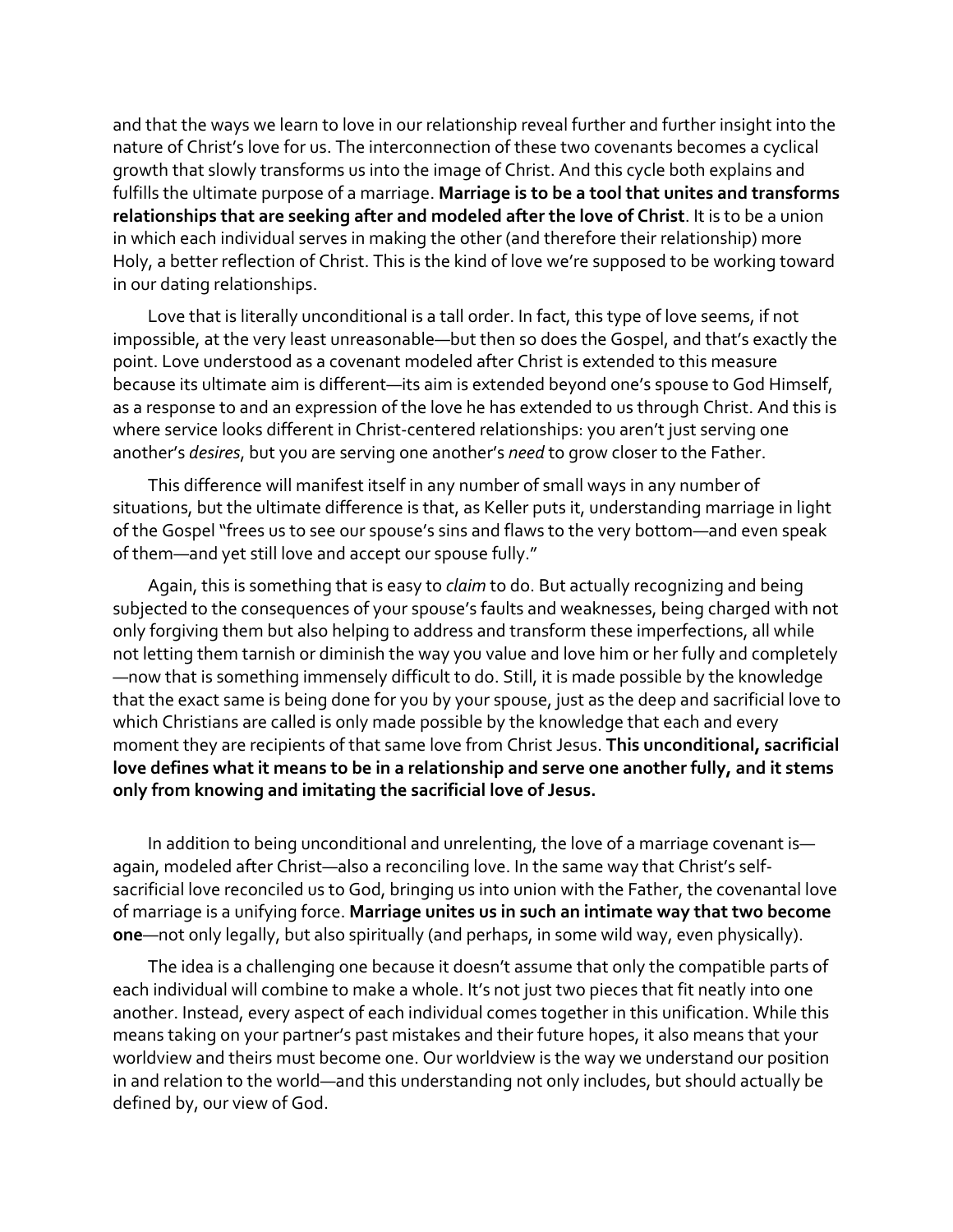and that the ways we learn to love in our relationship reveal further and further insight into the nature of Christ's love for us. The interconnection of these two covenants becomes a cyclical growth that slowly transforms us into the image of Christ. And this cycle both explains and fulfills the ultimate purpose of a marriage. **Marriage is to be a tool that unites and transforms relationships that are seeking after and modeled after the love of Christ**. It is to be a union in which each individual serves in making the other (and therefore their relationship) more Holy, a better reflection of Christ. This is the kind of love we're supposed to be working toward in our dating relationships.

Love that is literally unconditional is a tall order. In fact, this type of love seems, if not impossible, at the very least unreasonable—but then so does the Gospel, and that's exactly the point. Love understood as a covenant modeled after Christ is extended to this measure because its ultimate aim is different—its aim is extended beyond one's spouse to God Himself, as a response to and an expression of the love he has extended to us through Christ. And this is where service looks different in Christ-centered relationships: you aren't just serving one another's *desires*, but you are serving one another's *need* to grow closer to the Father.

This difference will manifest itself in any number of small ways in any number of situations, but the ultimate difference is that, as Keller puts it, understanding marriage in light of the Gospel "frees us to see our spouse's sins and flaws to the very bottom—and even speak of them—and yet still love and accept our spouse fully."

Again, this is something that is easy to *claim* to do. But actually recognizing and being subjected to the consequences of your spouse's faults and weaknesses, being charged with not only forgiving them but also helping to address and transform these imperfections, all while not letting them tarnish or diminish the way you value and love him or her fully and completely—now that is something immensely difficult to do. Still, it is made possible by the knowledge that the exact same is being done for you by your spouse, just as the deep and sacrificial love to which Christians are called is only made possible by the knowledge that each and every moment they are recipients of that same love from Christ Jesus. **This unconditional, sacrificial love defines what it means to be in a relationship and serve one another fully, and it stems only from knowing and imitating the sacrificial love of Jesus.**

In addition to being unconditional and unrelenting, the love of a marriage covenant is—again, modeled after Christ—also a reconciling love. In the same way that Christ's self-sacrificial love reconciled us to God, bringing us into union with the Father, the covenantal love of marriage is a unifying force. **Marriage unites us in such an intimate way that two become one**—not only legally, but also spiritually (and perhaps, in some wild way, even physically).

The idea is a challenging one because it doesn't assume that only the compatible parts of each individual will combine to make a whole. It's not just two pieces that fit neatly into one another. Instead, every aspect of each individual comes together in this unification. While this means taking on your partner's past mistakes and their future hopes, it also means that your worldview and theirs must become one. Our worldview is the way we understand our position in and relation to the world—and this understanding not only includes, but should actually be defined by, our view of God.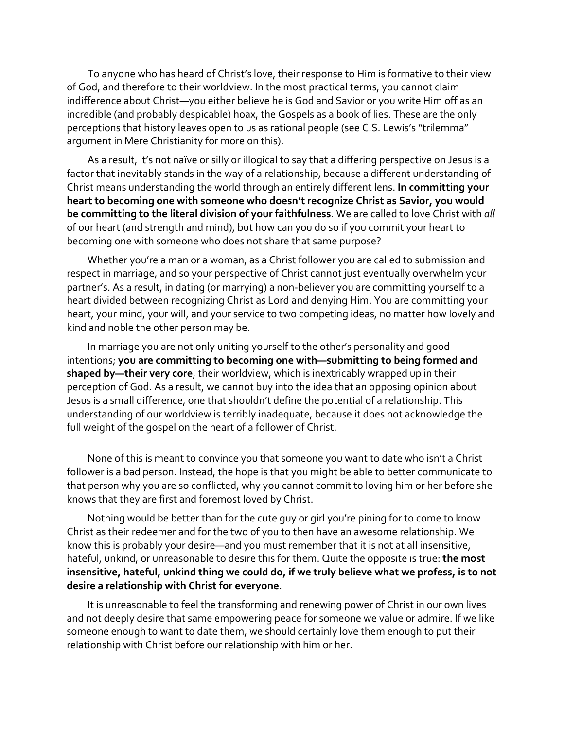To anyone who has heard of Christ's love, their response to Him is formative to their view of God, and therefore to their worldview. In the most practical terms, you cannot claim indifference about Christ—you either believe he is God and Savior or you write Him off as an incredible (and probably despicable) hoax, the Gospels as a book of lies. These are the only perceptions that history leaves open to us as rational people (see C.S. Lewis's "trilemma" argument in Mere Christianity for more on this).

As a result, it's not naïve or silly or illogical to say that a differing perspective on Jesus is a factor that inevitably stands in the way of a relationship, because a different understanding of Christ means understanding the world through an entirely different lens. **In committing your heart to becoming one with someone who doesn't recognize Christ as Savior, you would be committing to the literal division of your faithfulness**. We are called to love Christ with *all* of our heart (and strength and mind), but how can you do so if you commit your heart to becoming one with someone who does not share that same purpose?

Whether you're a man or a woman, as a Christ follower you are called to submission and respect in marriage, and so your perspective of Christ cannot just eventually overwhelm your partner's. As a result, in dating (or marrying) a non-believer you are committing yourself to a heart divided between recognizing Christ as Lord and denying Him. You are committing your heart, your mind, your will, and your service to two competing ideas, no matter how lovely and kind and noble the other person may be.

In marriage you are not only uniting yourself to the other's personality and good intentions; **you are committing to becoming one with—submitting to being formed and shaped by—their very core**, their worldview, which is inextricably wrapped up in their perception of God. As a result, we cannot buy into the idea that an opposing opinion about Jesus is a small difference, one that shouldn't define the potential of a relationship. This understanding of our worldview is terribly inadequate, because it does not acknowledge the full weight of the gospel on the heart of a follower of Christ.

None of this is meant to convince you that someone you want to date who isn't a Christ follower is a bad person. Instead, the hope is that you might be able to better communicate to that person why you are so conflicted, why you cannot commit to loving him or her before she knows that they are first and foremost loved by Christ.

Nothing would be better than for the cute guy or girl you're pining for to come to know Christ as their redeemer and for the two of you to then have an awesome relationship. We know this is probably your desire—and you must remember that it is not at all insensitive, hateful, unkind, or unreasonable to desire this for them. Quite the opposite is true: **the most insensitive, hateful, unkind thing we could do, if we truly believe what we profess, is to not desire a relationship with Christ for everyone**.

It is unreasonable to feel the transforming and renewing power of Christ in our own lives and not deeply desire that same empowering peace for someone we value or admire. If we like someone enough to want to date them, we should certainly love them enough to put their relationship with Christ before our relationship with him or her.